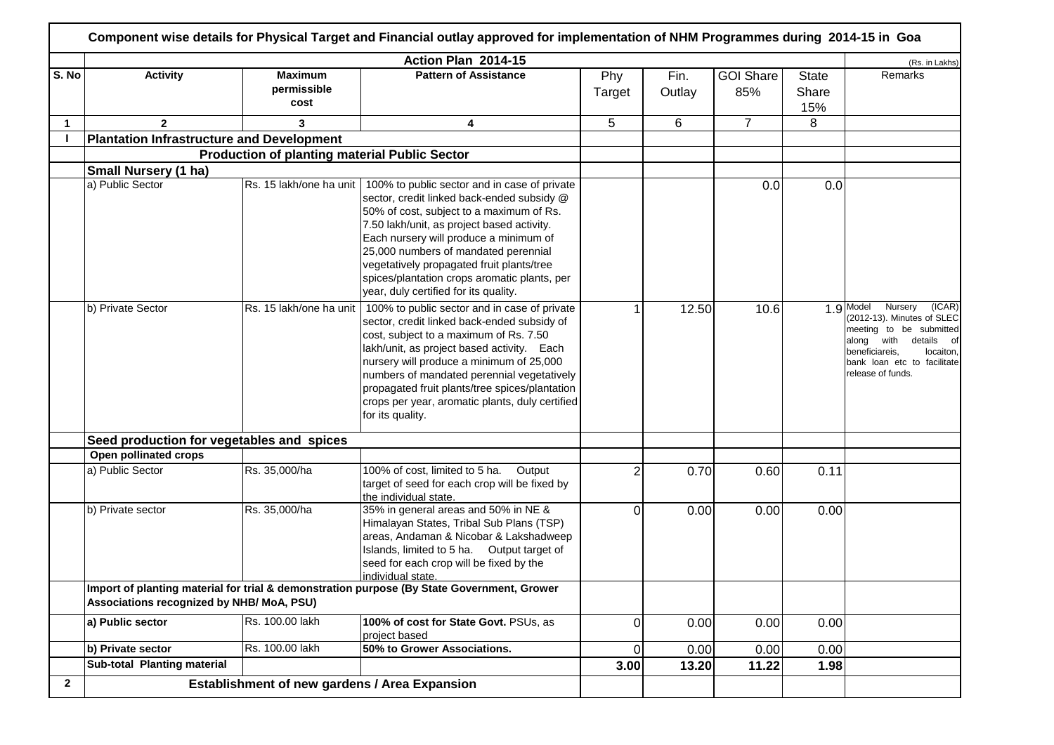# Component wise details for Physical Target and Financial outlay approved for implementation of NHM Programmes during 2014-15 in Goa

| | Action Plan 2014-15 | | | | | | | (Rs. in Lakhs) |
|---|---|---|---|---|---|---|---|---|
| S. No | Activity | Maximum permissible cost | Pattern of Assistance | Phy Target | Fin. Outlay | GOI Share 85% | State Share 15% | Remarks |
| 1 | 2 | 3 | 4 | 5 | 6 | 7 | 8 | |
| I | **Plantation Infrastructure and Development** | | | | | | | |
| | **Production of planting material Public Sector** | | | | | | | |
| | **Small Nursery (1 ha)** | | | | | | | |
| | a) Public Sector | Rs. 15 lakh/one ha unit | 100% to public sector and in case of private sector, credit linked back-ended subsidy @ 50% of cost, subject to a maximum of Rs. 7.50 lakh/unit, as project based activity. Each nursery will produce a minimum of 25,000 numbers of mandated perennial vegetatively propagated fruit plants/tree spices/plantation crops aromatic plants, per year, duly certified for its quality. | | | 0.0 | 0.0 | |
| | b) Private Sector | Rs. 15 lakh/one ha unit | 100% to public sector and in case of private sector, credit linked back-ended subsidy of cost, subject to a maximum of Rs. 7.50 lakh/unit, as project based activity. Each nursery will produce a minimum of 25,000 numbers of mandated perennial vegetatively propagated fruit plants/tree spices/plantation crops per year, aromatic plants, duly certified for its quality. | 1 | 12.50 | 10.6 | 1.9 | Model Nursery (ICAR) (2012-13). Minutes of SLEC meeting to be submitted along with details of beneficiareis, locaiton, bank loan etc to facilitate release of funds. |
| | **Seed production for vegetables and spices** | | | | | | | |
| | **Open pollinated crops** | | | | | | | |
| | a) Public Sector | Rs. 35,000/ha | 100% of cost, limited to 5 ha. Output target of seed for each crop will be fixed by the individual state. | 2 | 0.70 | 0.60 | 0.11 | |
| | b) Private sector | Rs. 35,000/ha | 35% in general areas and 50% in NE & Himalayan States, Tribal Sub Plans (TSP) areas, Andaman & Nicobar & Lakshadweep Islands, limited to 5 ha. Output target of seed for each crop will be fixed by the individual state. | 0 | 0.00 | 0.00 | 0.00 | |
| | **Import of planting material for trial & demonstration purpose (By State Government, Grower Associations recognized by NHB/ MoA, PSU)** | | | | | | | |
| | **a) Public sector** | Rs. 100.00 lakh | **100% of cost for State Govt.** PSUs, as project based | 0 | 0.00 | 0.00 | 0.00 | |
| | **b) Private sector** | Rs. 100.00 lakh | **50% to Grower Associations.** | 0 | 0.00 | 0.00 | 0.00 | |
| | **Sub-total Planting material** | | | **3.00** | **13.20** | **11.22** | **1.98** | |
| **2** | **Establishment of new gardens / Area Expansion** | | | | | | | |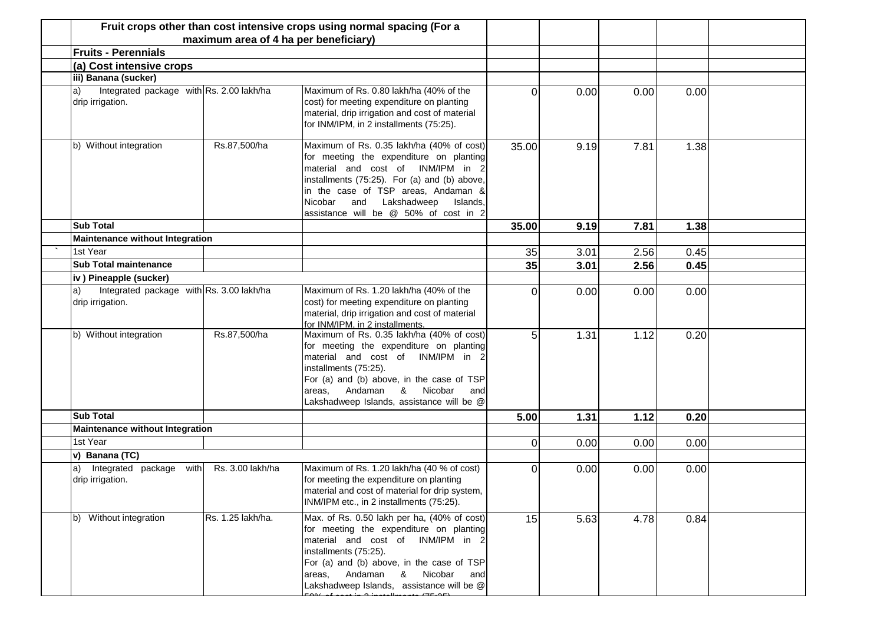| | | | | | | | | |
|---|---|---|---|---|---|---|---|---|
| | **Fruit crops other than cost intensive crops using normal spacing (For a maximum area of 4 ha per beneficiary)** | | | | | | | |
| | **Fruits - Perennials** | | | | | | | |
| | **(a) Cost intensive crops** | | | | | | | |
| | **iii) Banana (sucker)** | | | | | | | |
| | a) Integrated package with drip irrigation. | Rs. 2.00 lakh/ha | Maximum of Rs. 0.80 lakh/ha (40% of the cost) for meeting expenditure on planting material, drip irrigation and cost of material for INM/IPM, in 2 installments (75:25). | 0 | 0.00 | 0.00 | 0.00 | |
| | b) Without integration | Rs.87,500/ha | Maximum of Rs. 0.35 lakh/ha (40% of cost) for meeting the expenditure on planting material and cost of INM/IPM in 2 installments (75:25). For (a) and (b) above, in the case of TSP areas, Andaman & Nicobar and Lakshadweep Islands, assistance will be @ 50% of cost in 2 | 35.00 | 9.19 | 7.81 | 1.38 | |
| | **Sub Total** | | | **35.00** | **9.19** | **7.81** | **1.38** | |
| | **Maintenance without Integration** | | | | | | | |
| ` | 1st Year | | | 35 | 3.01 | 2.56 | 0.45 | |
| | **Sub Total maintenance** | | | **35** | **3.01** | **2.56** | **0.45** | |
| | **iv ) Pineapple (sucker)** | | | | | | | |
| | a) Integrated package with drip irrigation. | Rs. 3.00 lakh/ha | Maximum of Rs. 1.20 lakh/ha (40% of the cost) for meeting expenditure on planting material, drip irrigation and cost of material for INM/IPM, in 2 installments. | 0 | 0.00 | 0.00 | 0.00 | |
| | b) Without integration | Rs.87,500/ha | Maximum of Rs. 0.35 lakh/ha (40% of cost) for meeting the expenditure on planting material and cost of INM/IPM in 2 installments (75:25). For (a) and (b) above, in the case of TSP areas, Andaman & Nicobar and Lakshadweep Islands, assistance will be @ | 5 | 1.31 | 1.12 | 0.20 | |
| | **Sub Total** | | | **5.00** | **1.31** | **1.12** | **0.20** | |
| | **Maintenance without Integration** | | | | | | | |
| | 1st Year | | | 0 | 0.00 | 0.00 | 0.00 | |
| | **v) Banana (TC)** | | | | | | | |
| | a) Integrated package with drip irrigation. | Rs. 3.00 lakh/ha | Maximum of Rs. 1.20 lakh/ha (40 % of cost) for meeting the expenditure on planting material and cost of material for drip system, INM/IPM etc., in 2 installments (75:25). | 0 | 0.00 | 0.00 | 0.00 | |
| | b) Without integration | Rs. 1.25 lakh/ha. | Max. of Rs. 0.50 lakh per ha, (40% of cost) for meeting the expenditure on planting material and cost of INM/IPM in 2 installments (75:25). For (a) and (b) above, in the case of TSP areas, Andaman & Nicobar and Lakshadweep Islands, assistance will be @ 50% of cost in 2 installments (75:25) | 15 | 5.63 | 4.78 | 0.84 | |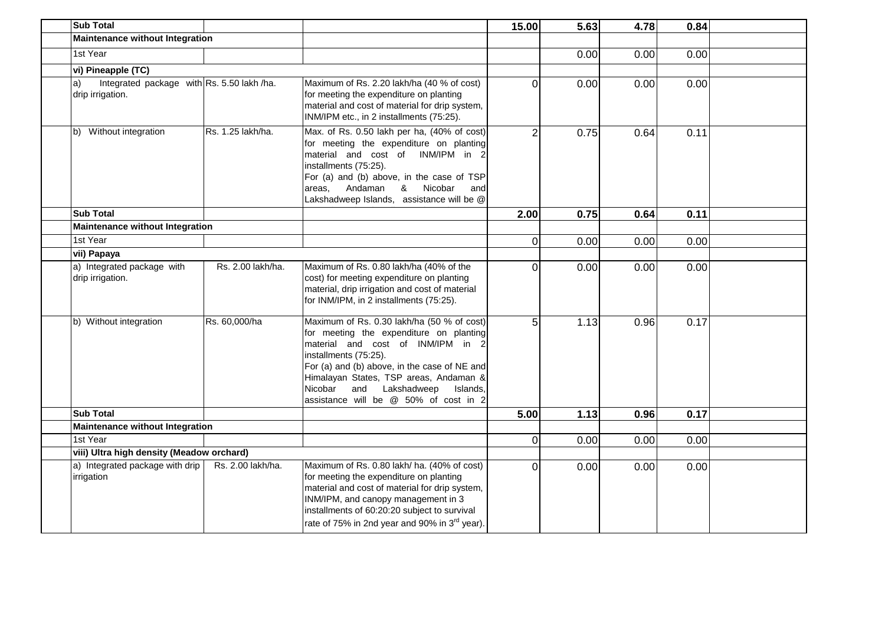|  |  |  |  |  |  |  |  |
|---|---|---|---|---|---|---|---|
| **Sub Total** |  |  | **15.00** | **5.63** | **4.78** | **0.84** |  |
| **Maintenance without Integration** |  |  |  |  |  |  |  |
| 1st Year |  |  |  | 0.00 | 0.00 | 0.00 |  |
| **vi) Pineapple (TC)** |  |  |  |  |  |  |  |
| a) Integrated package with drip irrigation. | Rs. 5.50 lakh /ha. | Maximum of Rs. 2.20 lakh/ha (40 % of cost) for meeting the expenditure on planting material and cost of material for drip system, INM/IPM etc., in 2 installments (75:25). | 0 | 0.00 | 0.00 | 0.00 |  |
| b) Without integration | Rs. 1.25 lakh/ha. | Max. of Rs. 0.50 lakh per ha, (40% of cost) for meeting the expenditure on planting material and cost of INM/IPM in 2 installments (75:25). For (a) and (b) above, in the case of TSP areas, Andaman & Nicobar and Lakshadweep Islands, assistance will be @ | 2 | 0.75 | 0.64 | 0.11 |  |
| **Sub Total** |  |  | **2.00** | **0.75** | **0.64** | **0.11** |  |
| **Maintenance without Integration** |  |  |  |  |  |  |  |
| 1st Year |  |  | 0 | 0.00 | 0.00 | 0.00 |  |
| **vii) Papaya** |  |  |  |  |  |  |  |
| a) Integrated package with drip irrigation. | Rs. 2.00 lakh/ha. | Maximum of Rs. 0.80 lakh/ha (40% of the cost) for meeting expenditure on planting material, drip irrigation and cost of material for INM/IPM, in 2 installments (75:25). | 0 | 0.00 | 0.00 | 0.00 |  |
| b) Without integration | Rs. 60,000/ha | Maximum of Rs. 0.30 lakh/ha (50 % of cost) for meeting the expenditure on planting material and cost of INM/IPM in 2 installments (75:25). For (a) and (b) above, in the case of NE and Himalayan States, TSP areas, Andaman & Nicobar and Lakshadweep Islands, assistance will be @ 50% of cost in 2 | 5 | 1.13 | 0.96 | 0.17 |  |
| **Sub Total** |  |  | **5.00** | **1.13** | **0.96** | **0.17** |  |
| **Maintenance without Integration** |  |  |  |  |  |  |  |
| 1st Year |  |  | 0 | 0.00 | 0.00 | 0.00 |  |
| **viii) Ultra high density (Meadow orchard)** |  |  |  |  |  |  |  |
| a) Integrated package with drip irrigation | Rs. 2.00 lakh/ha. | Maximum of Rs. 0.80 lakh/ ha. (40% of cost) for meeting the expenditure on planting material and cost of material for drip system, INM/IPM, and canopy management in 3 installments of 60:20:20 subject to survival rate of 75% in 2nd year and 90% in 3rd year). | 0 | 0.00 | 0.00 | 0.00 |  |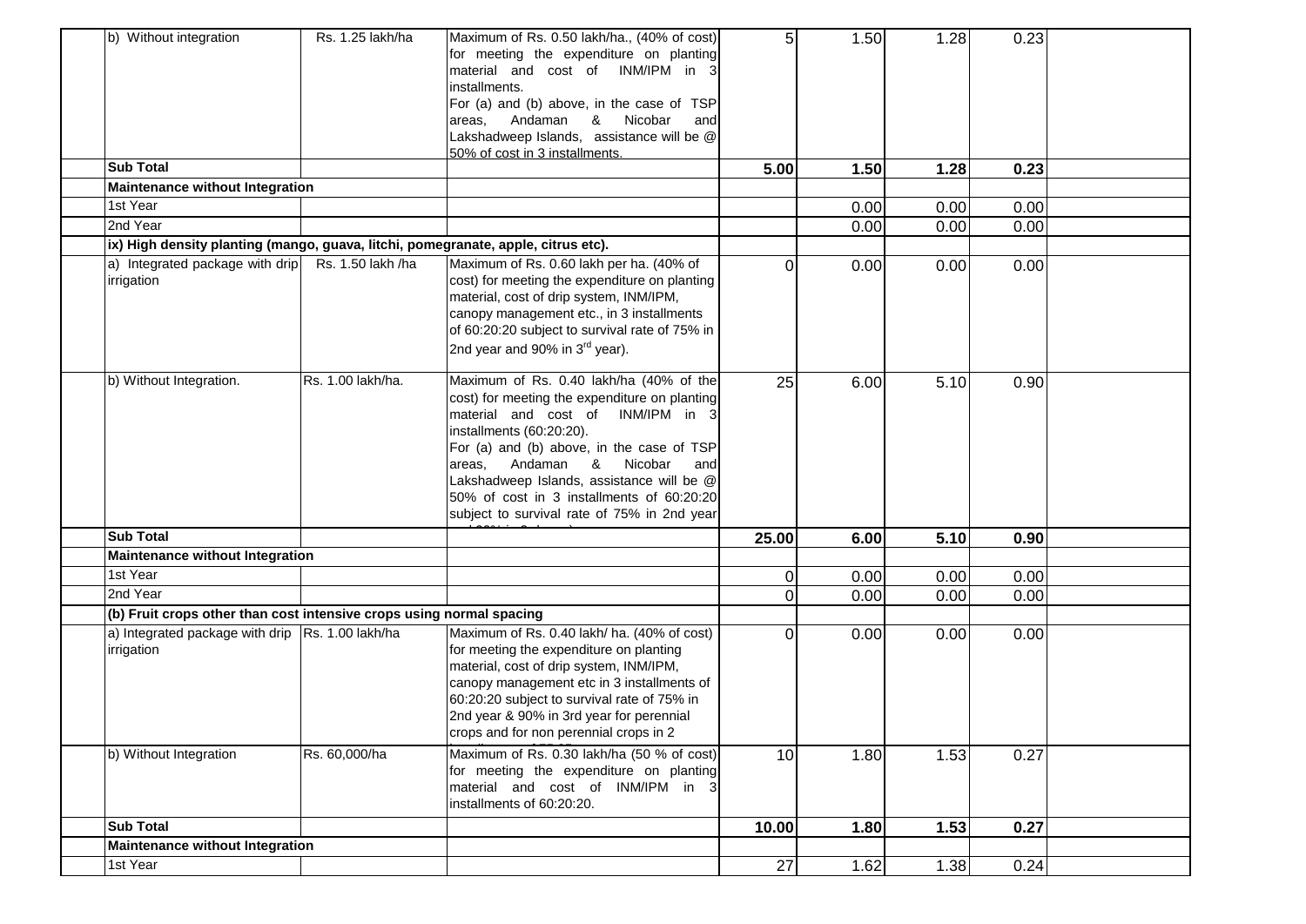| | | | | | | | |
|---|---|---|---|---|---|---|---|
| b) Without integration | Rs. 1.25 lakh/ha | Maximum of Rs. 0.50 lakh/ha., (40% of cost) for meeting the expenditure on planting material and cost of INM/IPM in 3 installments. For (a) and (b) above, in the case of TSP areas, Andaman & Nicobar and Lakshadweep Islands, assistance will be @ 50% of cost in 3 installments. | 5 | 1.50 | 1.28 | 0.23 | |
| **Sub Total** | | | **5.00** | **1.50** | **1.28** | **0.23** | |
| **Maintenance without Integration** | | | | | | | |
| 1st Year | | | | 0.00 | 0.00 | 0.00 | |
| 2nd Year | | | | 0.00 | 0.00 | 0.00 | |
| **ix) High density planting (mango, guava, litchi, pomegranate, apple, citrus etc).** | | | | | | | |
| a) Integrated package with drip irrigation | Rs. 1.50 lakh /ha | Maximum of Rs. 0.60 lakh per ha. (40% of cost) for meeting the expenditure on planting material, cost of drip system, INM/IPM, canopy management etc., in 3 installments of 60:20:20 subject to survival rate of 75% in 2nd year and 90% in 3rd year). | 0 | 0.00 | 0.00 | 0.00 | |
| b) Without Integration. | Rs. 1.00 lakh/ha. | Maximum of Rs. 0.40 lakh/ha (40% of the cost) for meeting the expenditure on planting material and cost of INM/IPM in 3 installments (60:20:20). For (a) and (b) above, in the case of TSP areas, Andaman & Nicobar and Lakshadweep Islands, assistance will be @ 50% of cost in 3 installments of 60:20:20 subject to survival rate of 75% in 2nd year | 25 | 6.00 | 5.10 | 0.90 | |
| **Sub Total** | | | **25.00** | **6.00** | **5.10** | **0.90** | |
| **Maintenance without Integration** | | | | | | | |
| 1st Year | | | 0 | 0.00 | 0.00 | 0.00 | |
| 2nd Year | | | 0 | 0.00 | 0.00 | 0.00 | |
| **(b) Fruit crops other than cost intensive crops using normal spacing** | | | | | | | |
| a) Integrated package with drip irrigation | Rs. 1.00 lakh/ha | Maximum of Rs. 0.40 lakh/ ha. (40% of cost) for meeting the expenditure on planting material, cost of drip system, INM/IPM, canopy management etc in 3 installments of 60:20:20 subject to survival rate of 75% in 2nd year & 90% in 3rd year for perennial crops and for non perennial crops in 2 | 0 | 0.00 | 0.00 | 0.00 | |
| b) Without Integration | Rs. 60,000/ha | Maximum of Rs. 0.30 lakh/ha (50 % of cost) for meeting the expenditure on planting material and cost of INM/IPM in 3 installments of 60:20:20. | 10 | 1.80 | 1.53 | 0.27 | |
| **Sub Total** | | | **10.00** | **1.80** | **1.53** | **0.27** | |
| **Maintenance without Integration** | | | | | | | |
| 1st Year | | | 27 | 1.62 | 1.38 | 0.24 | |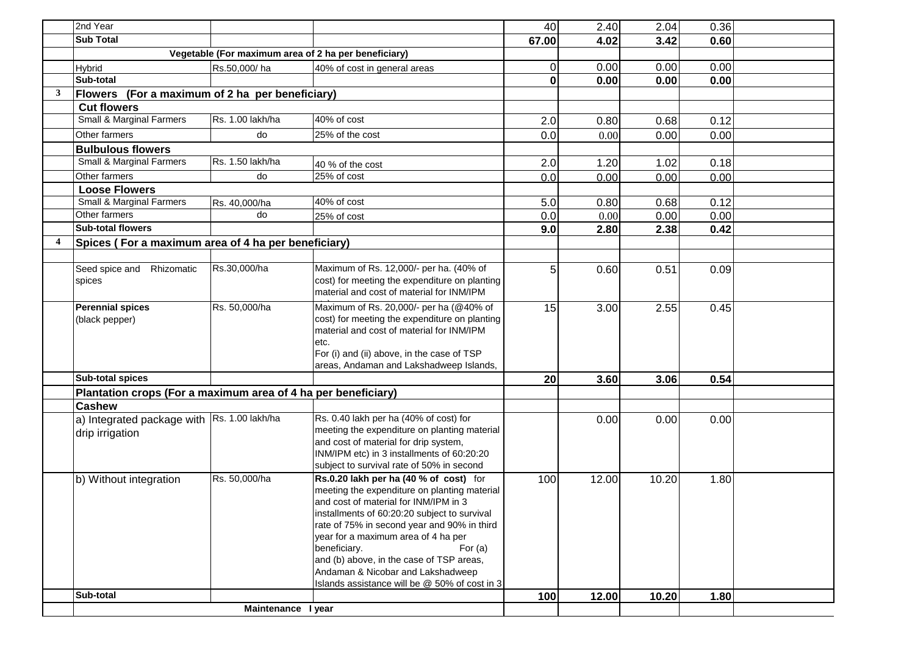|   |   |   |   |   |   |   |   |   |
|---|---|---|---|---|---|---|---|---|
|  | 2nd Year |  |  | 40 | 2.40 | 2.04 | 0.36 |  |
|  | **Sub Total** |  |  | **67.00** | **4.02** | **3.42** | **0.60** |  |
|  | **Vegetable (For maximum area of 2 ha per beneficiary)** |  |  |  |  |  |  |  |
|  | Hybrid | Rs.50,000/ ha | 40% of cost in general areas | 0 | 0.00 | 0.00 | 0.00 |  |
|  | **Sub-total** |  |  | **0** | **0.00** | **0.00** | **0.00** |  |
| **3** | **Flowers (For a maximum of 2 ha per beneficiary)** |  |  |  |  |  |  |  |
|  | **Cut flowers** |  |  |  |  |  |  |  |
|  | Small & Marginal Farmers | Rs. 1.00 lakh/ha | 40% of cost | 2.0 | 0.80 | 0.68 | 0.12 |  |
|  | Other farmers | do | 25% of the cost | 0.0 | 0.00 | 0.00 | 0.00 |  |
|  | **Bulbulous flowers** |  |  |  |  |  |  |  |
|  | Small & Marginal Farmers | Rs. 1.50 lakh/ha | 40 % of the cost | 2.0 | 1.20 | 1.02 | 0.18 |  |
|  | Other farmers | do | 25% of cost | 0.0 | 0.00 | 0.00 | 0.00 |  |
|  | **Loose Flowers** |  |  |  |  |  |  |  |
|  | Small & Marginal Farmers | Rs. 40,000/ha | 40% of cost | 5.0 | 0.80 | 0.68 | 0.12 |  |
|  | Other farmers | do | 25% of cost | 0.0 | 0.00 | 0.00 | 0.00 |  |
|  | **Sub-total flowers** |  |  | **9.0** | **2.80** | **2.38** | **0.42** |  |
| **4** | **Spices ( For a maximum area of 4 ha per beneficiary)** |  |  |  |  |  |  |  |
|  |  |  |  |  |  |  |  |  |
|  | Seed spice and Rhizomatic spices | Rs.30,000/ha | Maximum of Rs. 12,000/- per ha. (40% of cost) for meeting the expenditure on planting material and cost of material for INM/IPM | 5 | 0.60 | 0.51 | 0.09 |  |
|  | **Perennial spices** (black pepper) | Rs. 50,000/ha | Maximum of Rs. 20,000/- per ha (@40% of cost) for meeting the expenditure on planting material and cost of material for INM/IPM etc. For (i) and (ii) above, in the case of TSP areas, Andaman and Lakshadweep Islands, | 15 | 3.00 | 2.55 | 0.45 |  |
|  | **Sub-total spices** |  |  | **20** | **3.60** | **3.06** | **0.54** |  |
|  | **Plantation crops (For a maximum area of 4 ha per beneficiary)** |  |  |  |  |  |  |  |
|  | **Cashew** |  |  |  |  |  |  |  |
|  | a) Integrated package with drip irrigation | Rs. 1.00 lakh/ha | Rs. 0.40 lakh per ha (40% of cost) for meeting the expenditure on planting material and cost of material for drip system, INM/IPM etc) in 3 installments of 60:20:20 subject to survival rate of 50% in second |  | 0.00 | 0.00 | 0.00 |  |
|  | b) Without integration | Rs. 50,000/ha | **Rs.0.20 lakh per ha (40 % of cost)** for meeting the expenditure on planting material and cost of material for INM/IPM in 3 installments of 60:20:20 subject to survival rate of 75% in second year and 90% in third year for a maximum area of 4 ha per beneficiary. For (a) and (b) above, in the case of TSP areas, Andaman & Nicobar and Lakshadweep Islands assistance will be @ 50% of cost in 3 | 100 | 12.00 | 10.20 | 1.80 |  |
|  | **Sub-total** |  |  | **100** | **12.00** | **10.20** | **1.80** |  |
|  | **Maintenance I year** |  |  |  |  |  |  |  |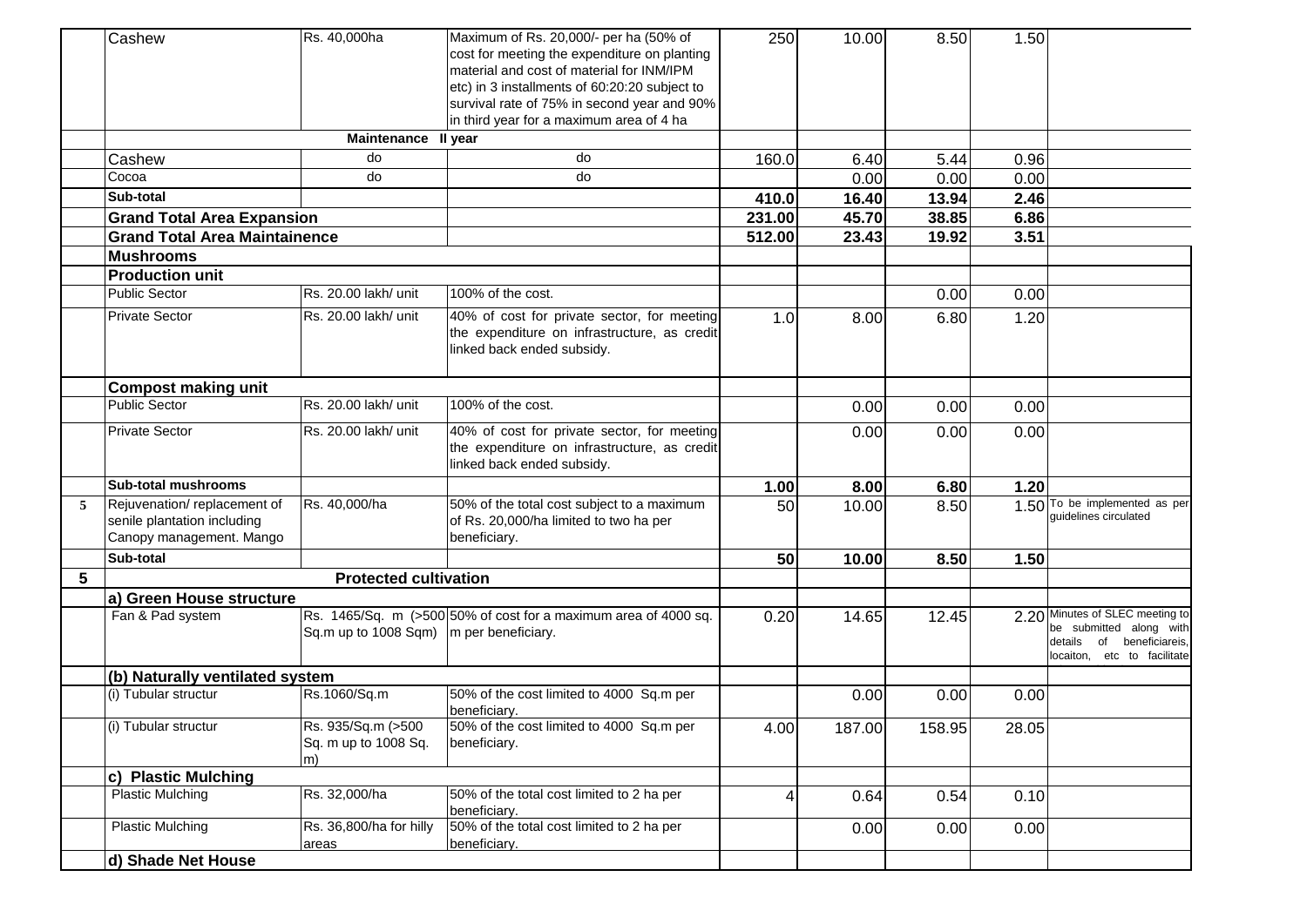| | | | | | | | | |
|---|---|---|---|---|---|---|---|---|
| | Cashew | Rs. 40,000ha | Maximum of Rs. 20,000/- per ha (50% of cost for meeting the expenditure on planting material and cost of material for INM/IPM etc) in 3 installments of 60:20:20 subject to survival rate of 75% in second year and 90% in third year for a maximum area of 4 ha | 250 | 10.00 | 8.50 | 1.50 | |
| | Maintenance II year | | | | | | | |
| | Cashew | do | do | 160.0 | 6.40 | 5.44 | 0.96 | |
| | Cocoa | do | do | | 0.00 | 0.00 | 0.00 | |
| | **Sub-total** | | | **410.0** | **16.40** | **13.94** | **2.46** | |
| | **Grand Total Area Expansion** | | | **231.00** | **45.70** | **38.85** | **6.86** | |
| | **Grand Total Area Maintainence** | | | **512.00** | **23.43** | **19.92** | **3.51** | |
| | **Mushrooms** | | | | | | | |
| | **Production unit** | | | | | | | |
| | Public Sector | Rs. 20.00 lakh/ unit | 100% of the cost. | | | 0.00 | 0.00 | |
| | Private Sector | Rs. 20.00 lakh/ unit | 40% of cost for private sector, for meeting the expenditure on infrastructure, as credit linked back ended subsidy. | 1.0 | 8.00 | 6.80 | 1.20 | |
| | **Compost making unit** | | | | | | | |
| | Public Sector | Rs. 20.00 lakh/ unit | 100% of the cost. | | 0.00 | 0.00 | 0.00 | |
| | Private Sector | Rs. 20.00 lakh/ unit | 40% of cost for private sector, for meeting the expenditure on infrastructure, as credit linked back ended subsidy. | | 0.00 | 0.00 | 0.00 | |
| | **Sub-total mushrooms** | | | **1.00** | **8.00** | **6.80** | **1.20** | |
| 5 | Rejuvenation/ replacement of senile plantation including Canopy management. Mango | Rs. 40,000/ha | 50% of the total cost subject to a maximum of Rs. 20,000/ha limited to two ha per beneficiary. | 50 | 10.00 | 8.50 | 1.50 | To be implemented as per guidelines circulated |
| | **Sub-total** | | | **50** | **10.00** | **8.50** | **1.50** | |
| **5** | **Protected cultivation** | | | | | | | |
| | **a) Green House structure** | | | | | | | |
| | Fan & Pad system | Rs. 1465/Sq. m (>500 Sq.m up to 1008 Sqm) | 50% of cost for a maximum area of 4000 sq. m per beneficiary. | 0.20 | 14.65 | 12.45 | 2.20 | Minutes of SLEC meeting to be submitted along with details of beneficiareis, locaiton, etc to facilitate |
| | **(b) Naturally ventilated system** | | | | | | | |
| | (i) Tubular structur | Rs.1060/Sq.m | 50% of the cost limited to 4000 Sq.m per beneficiary. | | 0.00 | 0.00 | 0.00 | |
| | (i) Tubular structur | Rs. 935/Sq.m (>500 Sq. m up to 1008 Sq. m) | 50% of the cost limited to 4000 Sq.m per beneficiary. | 4.00 | 187.00 | 158.95 | 28.05 | |
| | **c) Plastic Mulching** | | | | | | | |
| | Plastic Mulching | Rs. 32,000/ha | 50% of the total cost limited to 2 ha per beneficiary. | 4 | 0.64 | 0.54 | 0.10 | |
| | Plastic Mulching | Rs. 36,800/ha for hilly areas | 50% of the total cost limited to 2 ha per beneficiary. | | 0.00 | 0.00 | 0.00 | |
| | **d) Shade Net House** | | | | | | | |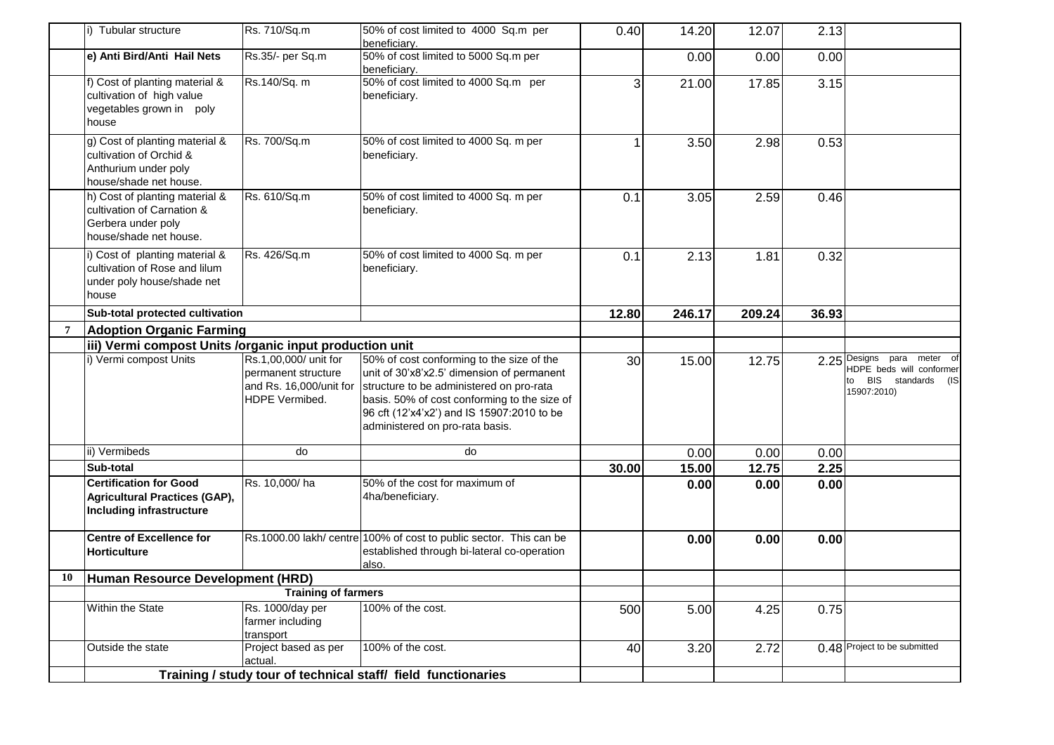|  |  |  |  |  |  |  |  |  |
|---|---|---|---|---|---|---|---|---|
|  | i) Tubular structure | Rs. 710/Sq.m | 50% of cost limited to 4000 Sq.m per beneficiary. | 0.40 | 14.20 | 12.07 | 2.13 |  |
|  | **e) Anti Bird/Anti Hail Nets** | Rs.35/- per Sq.m | 50% of cost limited to 5000 Sq.m per beneficiary. |  | 0.00 | 0.00 | 0.00 |  |
|  | f) Cost of planting material & cultivation of high value vegetables grown in poly house | Rs.140/Sq. m | 50% of cost limited to 4000 Sq.m per beneficiary. | 3 | 21.00 | 17.85 | 3.15 |  |
|  | g) Cost of planting material & cultivation of Orchid & Anthurium under poly house/shade net house. | Rs. 700/Sq.m | 50% of cost limited to 4000 Sq. m per beneficiary. | 1 | 3.50 | 2.98 | 0.53 |  |
|  | h) Cost of planting material & cultivation of Carnation & Gerbera under poly house/shade net house. | Rs. 610/Sq.m | 50% of cost limited to 4000 Sq. m per beneficiary. | 0.1 | 3.05 | 2.59 | 0.46 |  |
|  | i) Cost of planting material & cultivation of Rose and lilum under poly house/shade net house | Rs. 426/Sq.m | 50% of cost limited to 4000 Sq. m per beneficiary. | 0.1 | 2.13 | 1.81 | 0.32 |  |
|  | **Sub-total protected cultivation** |  |  | **12.80** | **246.17** | **209.24** | **36.93** |  |
| **7** | **Adoption Organic Farming** |  |  |  |  |  |  |  |
|  | **iii) Vermi compost Units /organic input production unit** |  |  |  |  |  |  |  |
|  | i) Vermi compost Units | Rs.1,00,000/ unit for permanent structure and Rs. 16,000/unit for HDPE Vermibed. | 50% of cost conforming to the size of the unit of 30'x8'x2.5' dimension of permanent structure to be administered on pro-rata basis. 50% of cost conforming to the size of 96 cft (12'x4'x2') and IS 15907:2010 to be administered on pro-rata basis. | 30 | 15.00 | 12.75 | 2.25 | Designs para meter of HDPE beds will conformer to BIS standards (IS 15907:2010) |
|  | ii) Vermibeds | do | do |  | 0.00 | 0.00 | 0.00 |  |
|  | **Sub-total** |  |  | **30.00** | **15.00** | **12.75** | **2.25** |  |
|  | **Certification for Good Agricultural Practices (GAP), Including infrastructure** | Rs. 10,000/ ha | 50% of the cost for maximum of 4ha/beneficiary. |  | **0.00** | **0.00** | **0.00** |  |
|  | **Centre of Excellence for Horticulture** | Rs.1000.00 lakh/ centre | 100% of cost to public sector. This can be established through bi-lateral co-operation also. |  | **0.00** | **0.00** | **0.00** |  |
| **10** | **Human Resource Development (HRD)** |  |  |  |  |  |  |  |
|  | **Training of farmers** |  |  |  |  |  |  |  |
|  | Within the State | Rs. 1000/day per farmer including transport | 100% of the cost. | 500 | 5.00 | 4.25 | 0.75 |  |
|  | Outside the state | Project based as per actual. | 100% of the cost. | 40 | 3.20 | 2.72 | 0.48 | Project to be submitted |
|  | **Training / study tour of technical staff/ field functionaries** |  |  |  |  |  |  |  |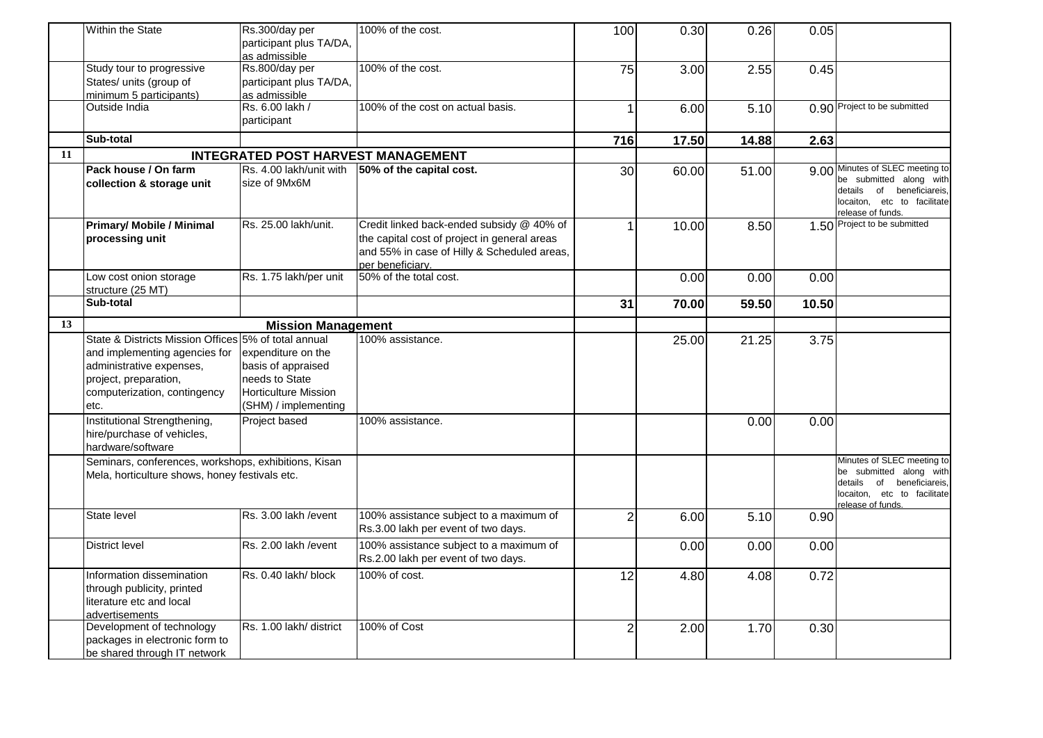| | | | | | | | | |
|---|---|---|---|---|---|---|---|---|
| | Within the State | Rs.300/day per participant plus TA/DA, as admissible | 100% of the cost. | 100 | 0.30 | 0.26 | 0.05 | |
| | Study tour to progressive States/ units (group of minimum 5 participants) | Rs.800/day per participant plus TA/DA, as admissible | 100% of the cost. | 75 | 3.00 | 2.55 | 0.45 | |
| | Outside India | Rs. 6.00 lakh / participant | 100% of the cost on actual basis. | 1 | 6.00 | 5.10 | 0.90 | Project to be submitted |
| | **Sub-total** | | | **716** | **17.50** | **14.88** | **2.63** | |
| **11** | **INTEGRATED POST HARVEST MANAGEMENT** | | | | | | | |
| | **Pack house / On farm collection & storage unit** | Rs. 4.00 lakh/unit with size of 9Mx6M | **50% of the capital cost.** | 30 | 60.00 | 51.00 | 9.00 | Minutes of SLEC meeting to be submitted along with details of beneficiareis, locaiton, etc to facilitate release of funds. |
| | **Primary/ Mobile / Minimal processing unit** | Rs. 25.00 lakh/unit. | Credit linked back-ended subsidy @ 40% of the capital cost of project in general areas and 55% in case of Hilly & Scheduled areas, per beneficiary. | 1 | 10.00 | 8.50 | 1.50 | Project to be submitted |
| | Low cost onion storage structure (25 MT) | Rs. 1.75 lakh/per unit | 50% of the total cost. | | 0.00 | 0.00 | 0.00 | |
| | **Sub-total** | | | **31** | **70.00** | **59.50** | **10.50** | |
| **13** | **Mission Management** | | | | | | | |
| | State & Districts Mission Offices and implementing agencies for administrative expenses, project, preparation, computerization, contingency etc. | 5% of total annual expenditure on the basis of appraised needs to State Horticulture Mission (SHM) / implementing | 100% assistance. | | 25.00 | 21.25 | 3.75 | |
| | Institutional Strengthening, hire/purchase of vehicles, hardware/software | Project based | 100% assistance. | | | 0.00 | 0.00 | |
| | Seminars, conferences, workshops, exhibitions, Kisan Mela, horticulture shows, honey festivals etc. | | | | | | | Minutes of SLEC meeting to be submitted along with details of beneficiareis, locaiton, etc to facilitate release of funds. |
| | State level | Rs. 3.00 lakh /event | 100% assistance subject to a maximum of Rs.3.00 lakh per event of two days. | 2 | 6.00 | 5.10 | 0.90 | |
| | District level | Rs. 2.00 lakh /event | 100% assistance subject to a maximum of Rs.2.00 lakh per event of two days. | | 0.00 | 0.00 | 0.00 | |
| | Information dissemination through publicity, printed literature etc and local advertisements | Rs. 0.40 lakh/ block | 100% of cost. | 12 | 4.80 | 4.08 | 0.72 | |
| | Development of technology packages in electronic form to be shared through IT network | Rs. 1.00 lakh/ district | 100% of Cost | 2 | 2.00 | 1.70 | 0.30 | |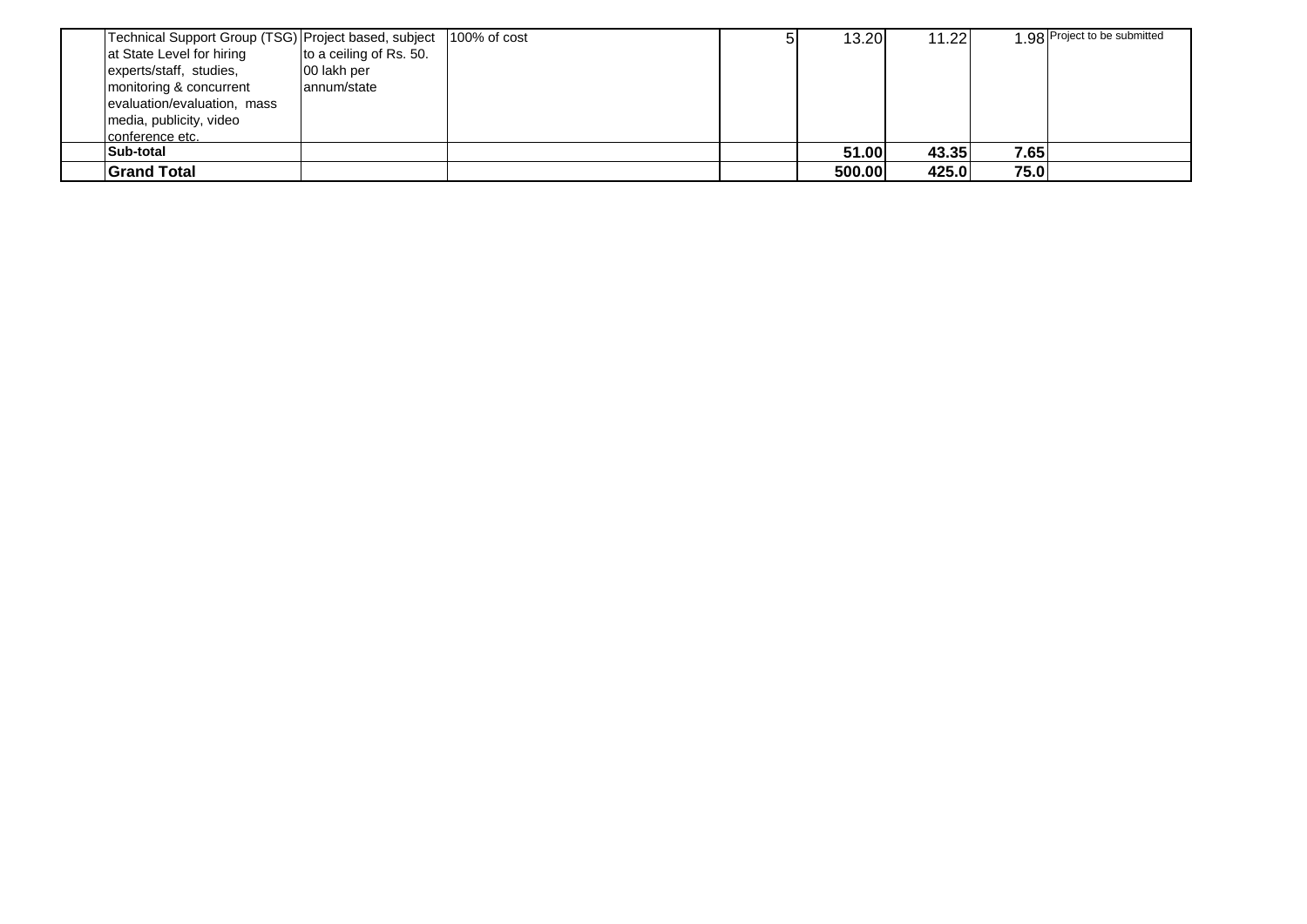| | | | | | | | | |
|---|---|---|---|---|---|---|---|---|
| | Technical Support Group (TSG) at State Level for hiring experts/staff, studies, monitoring & concurrent evaluation/evaluation, mass media, publicity, video conference etc. | Project based, subject to a ceiling of Rs. 50.00 lakh per annum/state | 100% of cost | 5 | 13.20 | 11.22 | 1.98 | Project to be submitted |
| | **Sub-total** | | | | **51.00** | **43.35** | **7.65** | |
| | **Grand Total** | | | | **500.00** | **425.0** | **75.0** | |